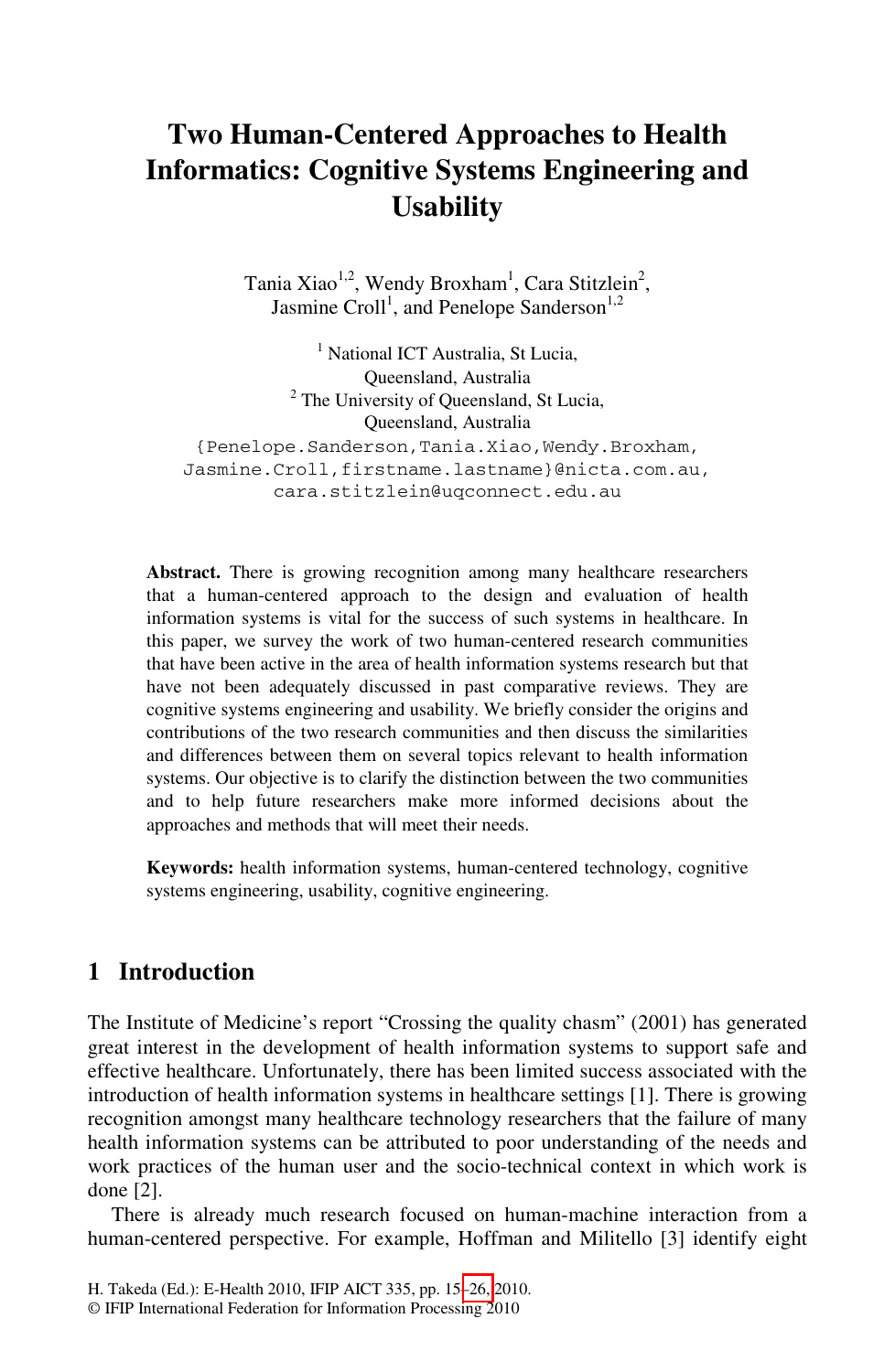# Two Human-Centered Approaches to Health Informatics: Cognitive Systems Engineering and Usability

Tania Xiao[1,2], Wendy Broxham[1], Cara Stitzlein[2], Jasmine Croll[1], and Penelope Sanderson[1,2]

[1] National ICT Australia, St Lucia, Queensland, Australia
[2] The University of Queensland, St Lucia, Queensland, Australia

{Penelope.Sanderson,Tania.Xiao,Wendy.Broxham, Jasmine.Croll,firstname.lastname}@nicta.com.au, cara.stitzlein@uqconnect.edu.au

**Abstract.** There is growing recognition among many healthcare researchers that a human-centered approach to the design and evaluation of health information systems is vital for the success of such systems in healthcare. In this paper, we survey the work of two human-centered research communities that have been active in the area of health information systems research but that have not been adequately discussed in past comparative reviews. They are cognitive systems engineering and usability. We briefly consider the origins and contributions of the two research communities and then discuss the similarities and differences between them on several topics relevant to health information systems. Our objective is to clarify the distinction between the two communities and to help future researchers make more informed decisions about the approaches and methods that will meet their needs.

**Keywords:** health information systems, human-centered technology, cognitive systems engineering, usability, cognitive engineering.

## 1 Introduction

The Institute of Medicine's report "Crossing the quality chasm" (2001) has generated great interest in the development of health information systems to support safe and effective healthcare. Unfortunately, there has been limited success associated with the introduction of health information systems in healthcare settings [1]. There is growing recognition amongst many healthcare technology researchers that the failure of many health information systems can be attributed to poor understanding of the needs and work practices of the human user and the socio-technical context in which work is done [2].

There is already much research focused on human-machine interaction from a human-centered perspective. For example, Hoffman and Militello [3] identify eight

H. Takeda (Ed.): E-Health 2010, IFIP AICT 335, pp. 15–26, 2010.
© IFIP International Federation for Information Processing 2010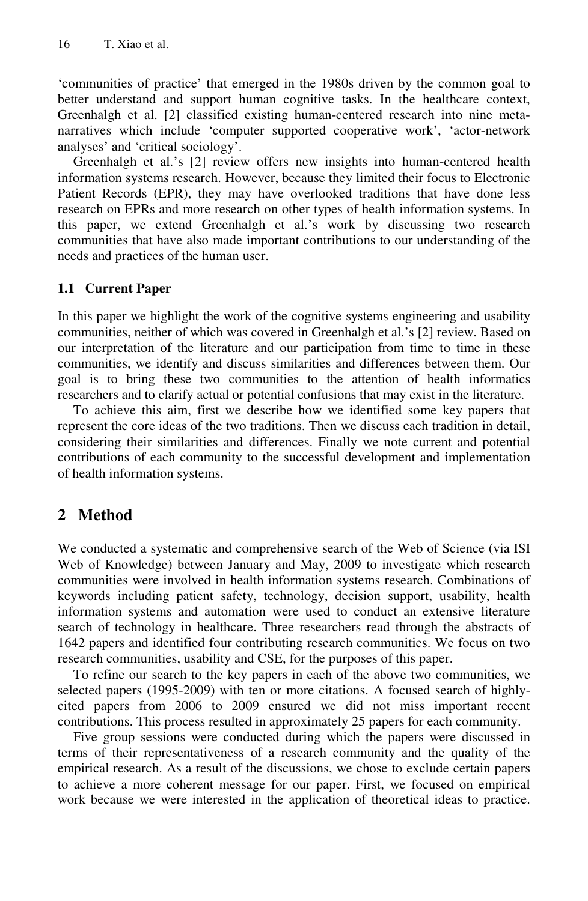'communities of practice' that emerged in the 1980s driven by the common goal to better understand and support human cognitive tasks. In the healthcare context, Greenhalgh et al. [2] classified existing human-centered research into nine meta-narratives which include 'computer supported cooperative work', 'actor-network analyses' and 'critical sociology'.

Greenhalgh et al.'s [2] review offers new insights into human-centered health information systems research. However, because they limited their focus to Electronic Patient Records (EPR), they may have overlooked traditions that have done less research on EPRs and more research on other types of health information systems. In this paper, we extend Greenhalgh et al.'s work by discussing two research communities that have also made important contributions to our understanding of the needs and practices of the human user.

### 1.1 Current Paper

In this paper we highlight the work of the cognitive systems engineering and usability communities, neither of which was covered in Greenhalgh et al.'s [2] review. Based on our interpretation of the literature and our participation from time to time in these communities, we identify and discuss similarities and differences between them. Our goal is to bring these two communities to the attention of health informatics researchers and to clarify actual or potential confusions that may exist in the literature.

To achieve this aim, first we describe how we identified some key papers that represent the core ideas of the two traditions. Then we discuss each tradition in detail, considering their similarities and differences. Finally we note current and potential contributions of each community to the successful development and implementation of health information systems.

## 2 Method

We conducted a systematic and comprehensive search of the Web of Science (via ISI Web of Knowledge) between January and May, 2009 to investigate which research communities were involved in health information systems research. Combinations of keywords including patient safety, technology, decision support, usability, health information systems and automation were used to conduct an extensive literature search of technology in healthcare. Three researchers read through the abstracts of 1642 papers and identified four contributing research communities. We focus on two research communities, usability and CSE, for the purposes of this paper.

To refine our search to the key papers in each of the above two communities, we selected papers (1995-2009) with ten or more citations. A focused search of highly-cited papers from 2006 to 2009 ensured we did not miss important recent contributions. This process resulted in approximately 25 papers for each community.

Five group sessions were conducted during which the papers were discussed in terms of their representativeness of a research community and the quality of the empirical research. As a result of the discussions, we chose to exclude certain papers to achieve a more coherent message for our paper. First, we focused on empirical work because we were interested in the application of theoretical ideas to practice.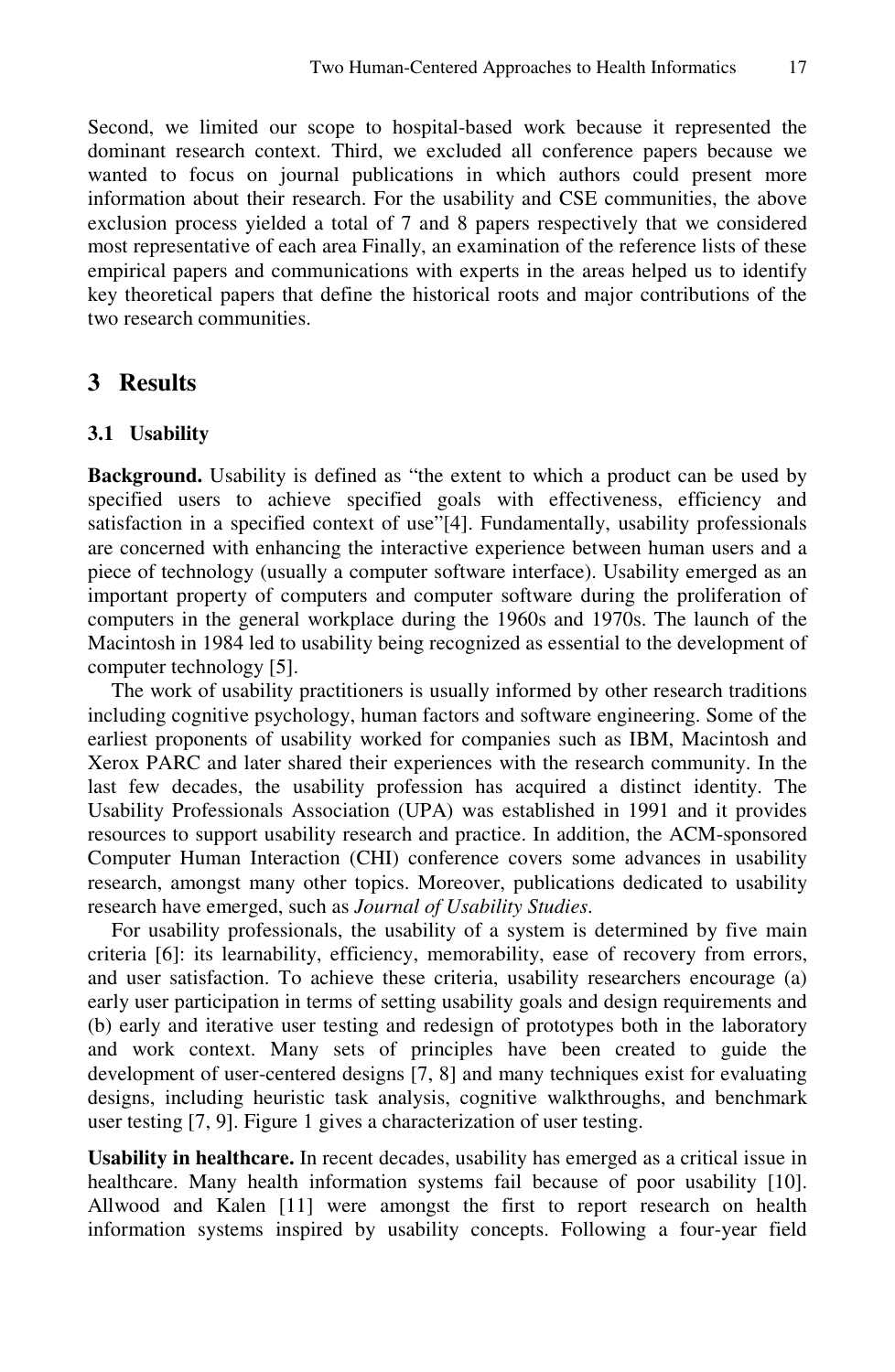Second, we limited our scope to hospital-based work because it represented the dominant research context. Third, we excluded all conference papers because we wanted to focus on journal publications in which authors could present more information about their research. For the usability and CSE communities, the above exclusion process yielded a total of 7 and 8 papers respectively that we considered most representative of each area Finally, an examination of the reference lists of these empirical papers and communications with experts in the areas helped us to identify key theoretical papers that define the historical roots and major contributions of the two research communities.

## 3 Results

### 3.1 Usability

**Background.** Usability is defined as "the extent to which a product can be used by specified users to achieve specified goals with effectiveness, efficiency and satisfaction in a specified context of use"[4]. Fundamentally, usability professionals are concerned with enhancing the interactive experience between human users and a piece of technology (usually a computer software interface). Usability emerged as an important property of computers and computer software during the proliferation of computers in the general workplace during the 1960s and 1970s. The launch of the Macintosh in 1984 led to usability being recognized as essential to the development of computer technology [5].

The work of usability practitioners is usually informed by other research traditions including cognitive psychology, human factors and software engineering. Some of the earliest proponents of usability worked for companies such as IBM, Macintosh and Xerox PARC and later shared their experiences with the research community. In the last few decades, the usability profession has acquired a distinct identity. The Usability Professionals Association (UPA) was established in 1991 and it provides resources to support usability research and practice. In addition, the ACM-sponsored Computer Human Interaction (CHI) conference covers some advances in usability research, amongst many other topics. Moreover, publications dedicated to usability research have emerged, such as *Journal of Usability Studies*.

For usability professionals, the usability of a system is determined by five main criteria [6]: its learnability, efficiency, memorability, ease of recovery from errors, and user satisfaction. To achieve these criteria, usability researchers encourage (a) early user participation in terms of setting usability goals and design requirements and (b) early and iterative user testing and redesign of prototypes both in the laboratory and work context. Many sets of principles have been created to guide the development of user-centered designs [7, 8] and many techniques exist for evaluating designs, including heuristic task analysis, cognitive walkthroughs, and benchmark user testing [7, 9]. Figure 1 gives a characterization of user testing.

**Usability in healthcare.** In recent decades, usability has emerged as a critical issue in healthcare. Many health information systems fail because of poor usability [10]. Allwood and Kalen [11] were amongst the first to report research on health information systems inspired by usability concepts. Following a four-year field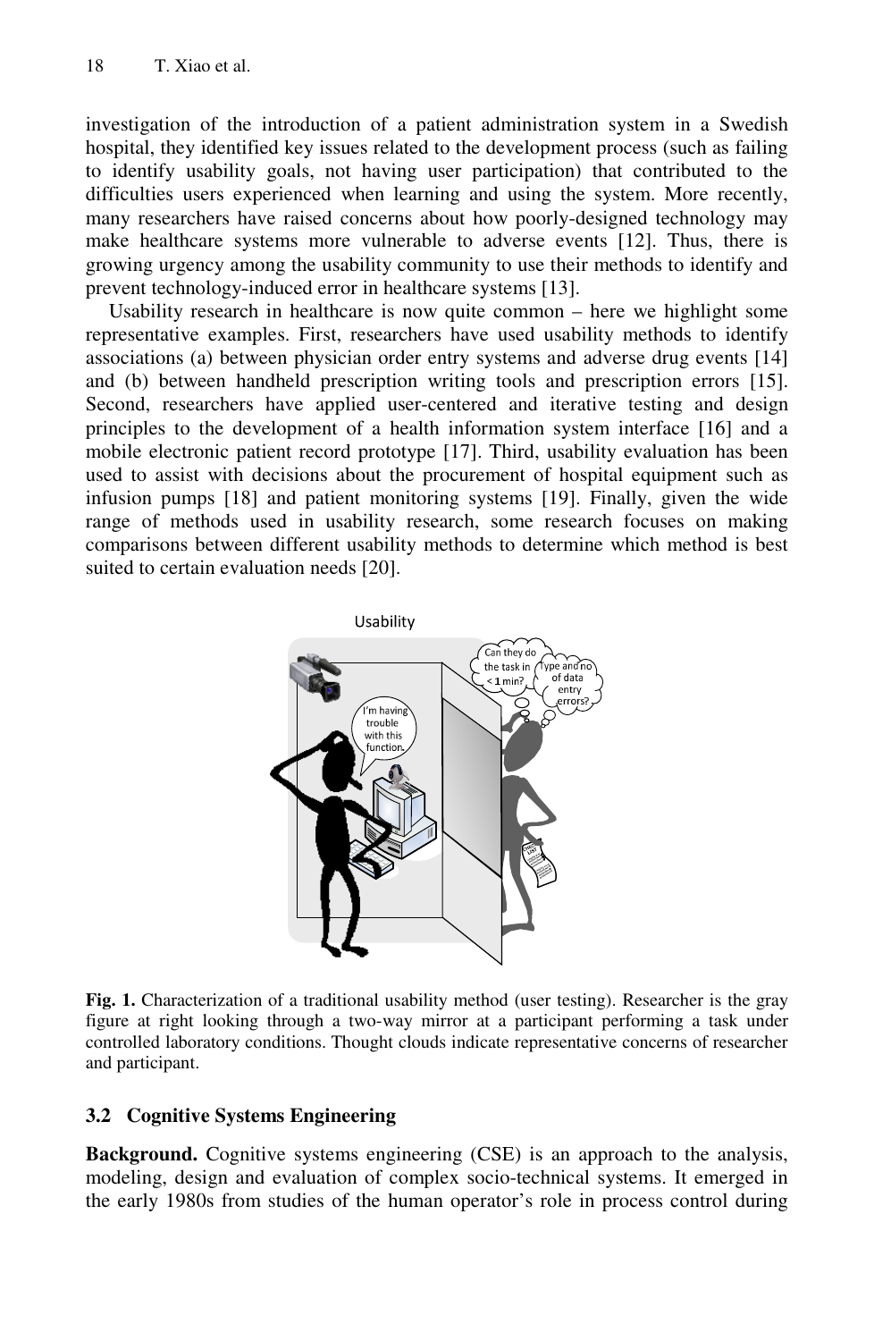investigation of the introduction of a patient administration system in a Swedish hospital, they identified key issues related to the development process (such as failing to identify usability goals, not having user participation) that contributed to the difficulties users experienced when learning and using the system. More recently, many researchers have raised concerns about how poorly-designed technology may make healthcare systems more vulnerable to adverse events [12]. Thus, there is growing urgency among the usability community to use their methods to identify and prevent technology-induced error in healthcare systems [13].

Usability research in healthcare is now quite common – here we highlight some representative examples. First, researchers have used usability methods to identify associations (a) between physician order entry systems and adverse drug events [14] and (b) between handheld prescription writing tools and prescription errors [15]. Second, researchers have applied user-centered and iterative testing and design principles to the development of a health information system interface [16] and a mobile electronic patient record prototype [17]. Third, usability evaluation has been used to assist with decisions about the procurement of hospital equipment such as infusion pumps [18] and patient monitoring systems [19]. Finally, given the wide range of methods used in usability research, some research focuses on making comparisons between different usability methods to determine which method is best suited to certain evaluation needs [20].

**Fig. 1.** Characterization of a traditional usability method (user testing). Researcher is the gray figure at right looking through a two-way mirror at a participant performing a task under controlled laboratory conditions. Thought clouds indicate representative concerns of researcher and participant.

### 3.2 Cognitive Systems Engineering

**Background.** Cognitive systems engineering (CSE) is an approach to the analysis, modeling, design and evaluation of complex socio-technical systems. It emerged in the early 1980s from studies of the human operator's role in process control during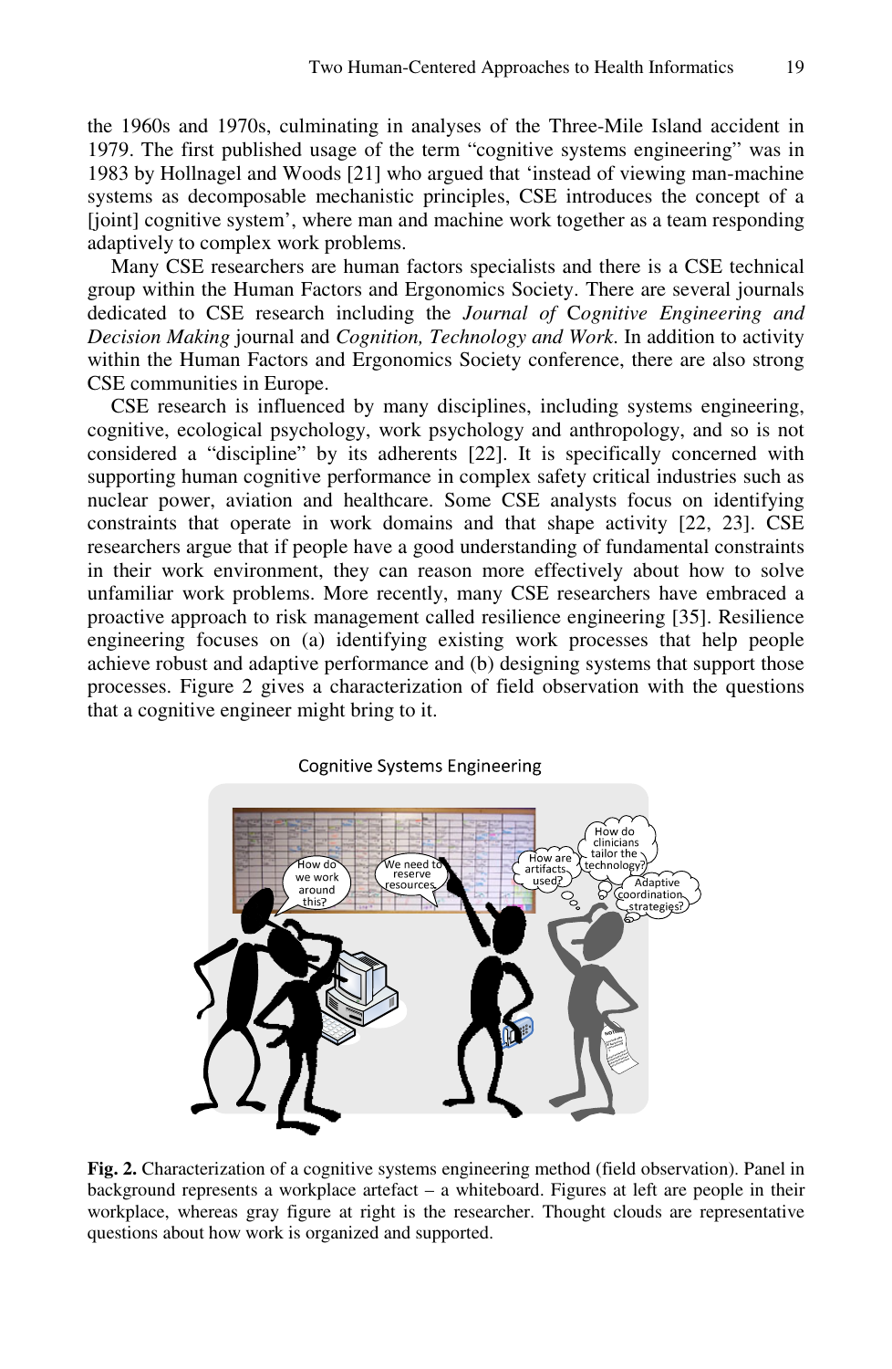the 1960s and 1970s, culminating in analyses of the Three-Mile Island accident in 1979. The first published usage of the term "cognitive systems engineering" was in 1983 by Hollnagel and Woods [21] who argued that 'instead of viewing man-machine systems as decomposable mechanistic principles, CSE introduces the concept of a [joint] cognitive system', where man and machine work together as a team responding adaptively to complex work problems.

Many CSE researchers are human factors specialists and there is a CSE technical group within the Human Factors and Ergonomics Society. There are several journals dedicated to CSE research including the *Journal of Cognitive Engineering and Decision Making* journal and *Cognition, Technology and Work*. In addition to activity within the Human Factors and Ergonomics Society conference, there are also strong CSE communities in Europe.

CSE research is influenced by many disciplines, including systems engineering, cognitive, ecological psychology, work psychology and anthropology, and so is not considered a "discipline" by its adherents [22]. It is specifically concerned with supporting human cognitive performance in complex safety critical industries such as nuclear power, aviation and healthcare. Some CSE analysts focus on identifying constraints that operate in work domains and that shape activity [22, 23]. CSE researchers argue that if people have a good understanding of fundamental constraints in their work environment, they can reason more effectively about how to solve unfamiliar work problems. More recently, many CSE researchers have embraced a proactive approach to risk management called resilience engineering [35]. Resilience engineering focuses on (a) identifying existing work processes that help people achieve robust and adaptive performance and (b) designing systems that support those processes. Figure 2 gives a characterization of field observation with the questions that a cognitive engineer might bring to it.

Cognitive Systems Engineering

How do we work around this?

We need to reserve resources

How are artifacts used?

How do clinicians tailor the technology?

Adaptive coordination strategies?

**Fig. 2.** Characterization of a cognitive systems engineering method (field observation). Panel in background represents a workplace artefact – a whiteboard. Figures at left are people in their workplace, whereas gray figure at right is the researcher. Thought clouds are representative questions about how work is organized and supported.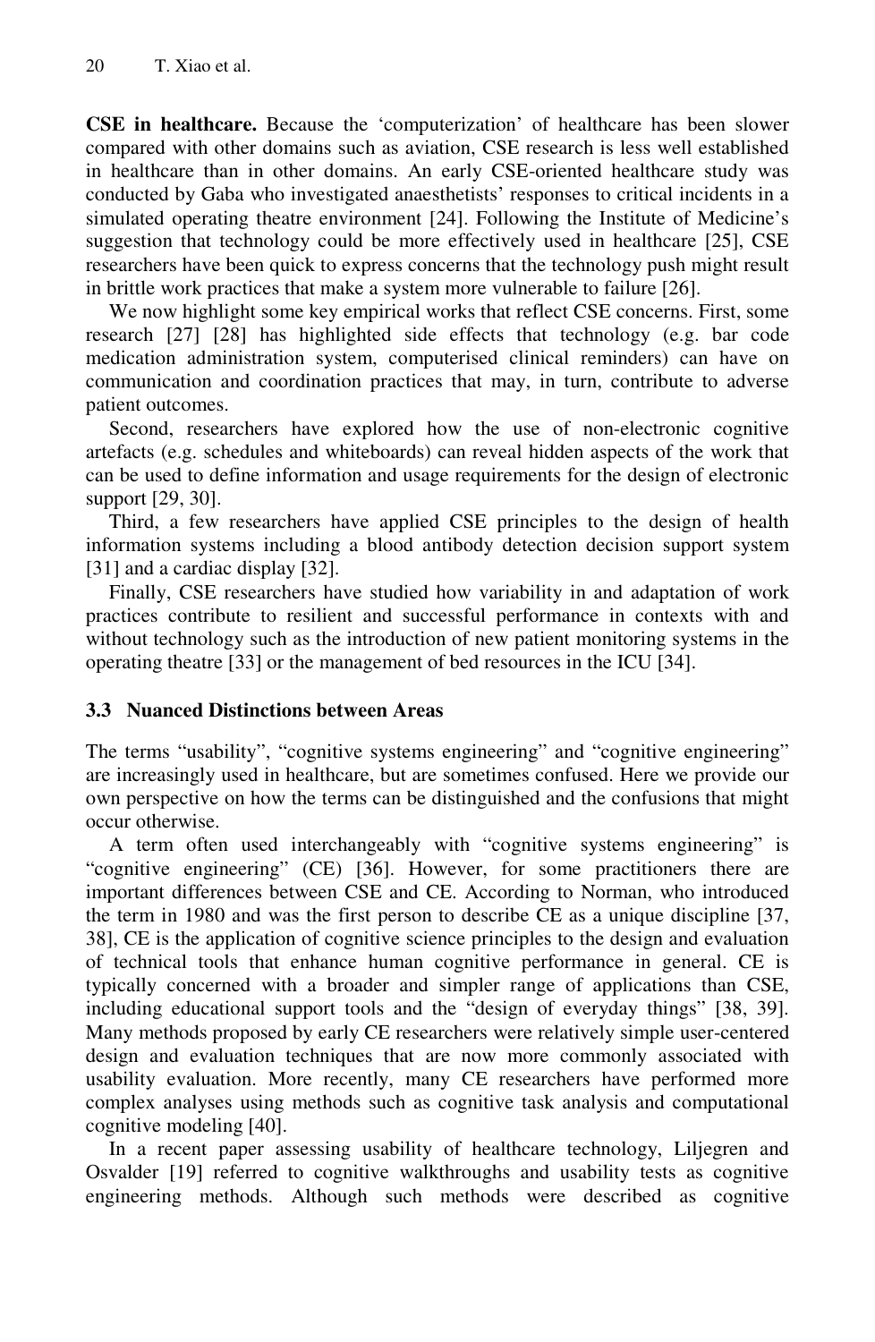**CSE in healthcare.** Because the 'computerization' of healthcare has been slower compared with other domains such as aviation, CSE research is less well established in healthcare than in other domains. An early CSE-oriented healthcare study was conducted by Gaba who investigated anaesthetists' responses to critical incidents in a simulated operating theatre environment [24]. Following the Institute of Medicine's suggestion that technology could be more effectively used in healthcare [25], CSE researchers have been quick to express concerns that the technology push might result in brittle work practices that make a system more vulnerable to failure [26].

We now highlight some key empirical works that reflect CSE concerns. First, some research [27] [28] has highlighted side effects that technology (e.g. bar code medication administration system, computerised clinical reminders) can have on communication and coordination practices that may, in turn, contribute to adverse patient outcomes.

Second, researchers have explored how the use of non-electronic cognitive artefacts (e.g. schedules and whiteboards) can reveal hidden aspects of the work that can be used to define information and usage requirements for the design of electronic support [29, 30].

Third, a few researchers have applied CSE principles to the design of health information systems including a blood antibody detection decision support system [31] and a cardiac display [32].

Finally, CSE researchers have studied how variability in and adaptation of work practices contribute to resilient and successful performance in contexts with and without technology such as the introduction of new patient monitoring systems in the operating theatre [33] or the management of bed resources in the ICU [34].

### 3.3 Nuanced Distinctions between Areas

The terms "usability", "cognitive systems engineering" and "cognitive engineering" are increasingly used in healthcare, but are sometimes confused. Here we provide our own perspective on how the terms can be distinguished and the confusions that might occur otherwise.

A term often used interchangeably with "cognitive systems engineering" is "cognitive engineering" (CE) [36]. However, for some practitioners there are important differences between CSE and CE. According to Norman, who introduced the term in 1980 and was the first person to describe CE as a unique discipline [37, 38], CE is the application of cognitive science principles to the design and evaluation of technical tools that enhance human cognitive performance in general. CE is typically concerned with a broader and simpler range of applications than CSE, including educational support tools and the "design of everyday things" [38, 39]. Many methods proposed by early CE researchers were relatively simple user-centered design and evaluation techniques that are now more commonly associated with usability evaluation. More recently, many CE researchers have performed more complex analyses using methods such as cognitive task analysis and computational cognitive modeling [40].

In a recent paper assessing usability of healthcare technology, Liljegren and Osvalder [19] referred to cognitive walkthroughs and usability tests as cognitive engineering methods. Although such methods were described as cognitive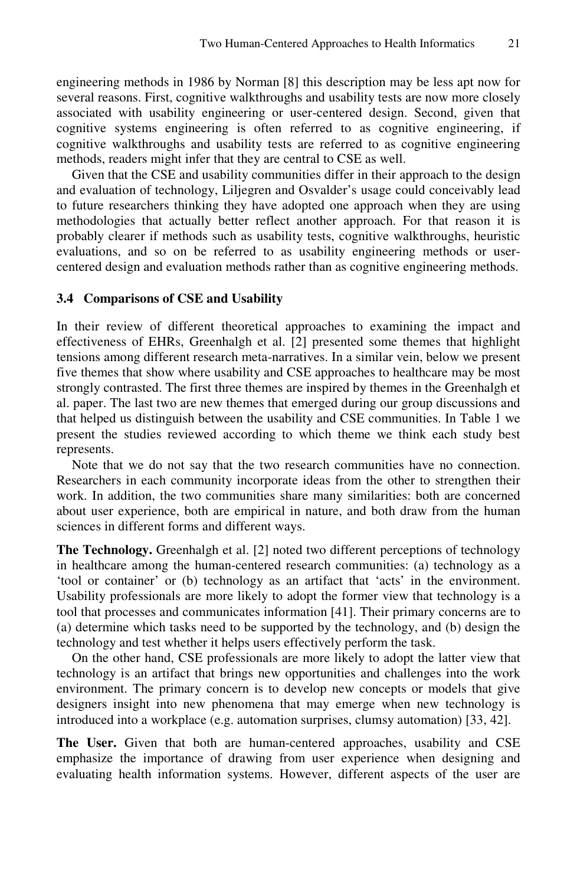engineering methods in 1986 by Norman [8] this description may be less apt now for several reasons. First, cognitive walkthroughs and usability tests are now more closely associated with usability engineering or user-centered design. Second, given that cognitive systems engineering is often referred to as cognitive engineering, if cognitive walkthroughs and usability tests are referred to as cognitive engineering methods, readers might infer that they are central to CSE as well.

Given that the CSE and usability communities differ in their approach to the design and evaluation of technology, Liljegren and Osvalder's usage could conceivably lead to future researchers thinking they have adopted one approach when they are using methodologies that actually better reflect another approach. For that reason it is probably clearer if methods such as usability tests, cognitive walkthroughs, heuristic evaluations, and so on be referred to as usability engineering methods or user-centered design and evaluation methods rather than as cognitive engineering methods.

### 3.4 Comparisons of CSE and Usability

In their review of different theoretical approaches to examining the impact and effectiveness of EHRs, Greenhalgh et al. [2] presented some themes that highlight tensions among different research meta-narratives. In a similar vein, below we present five themes that show where usability and CSE approaches to healthcare may be most strongly contrasted. The first three themes are inspired by themes in the Greenhalgh et al. paper. The last two are new themes that emerged during our group discussions and that helped us distinguish between the usability and CSE communities. In Table 1 we present the studies reviewed according to which theme we think each study best represents.

Note that we do not say that the two research communities have no connection. Researchers in each community incorporate ideas from the other to strengthen their work. In addition, the two communities share many similarities: both are concerned about user experience, both are empirical in nature, and both draw from the human sciences in different forms and different ways.

**The Technology.** Greenhalgh et al. [2] noted two different perceptions of technology in healthcare among the human-centered research communities: (a) technology as a 'tool or container' or (b) technology as an artifact that 'acts' in the environment. Usability professionals are more likely to adopt the former view that technology is a tool that processes and communicates information [41]. Their primary concerns are to (a) determine which tasks need to be supported by the technology, and (b) design the technology and test whether it helps users effectively perform the task.

On the other hand, CSE professionals are more likely to adopt the latter view that technology is an artifact that brings new opportunities and challenges into the work environment. The primary concern is to develop new concepts or models that give designers insight into new phenomena that may emerge when new technology is introduced into a workplace (e.g. automation surprises, clumsy automation) [33, 42].

**The User.** Given that both are human-centered approaches, usability and CSE emphasize the importance of drawing from user experience when designing and evaluating health information systems. However, different aspects of the user are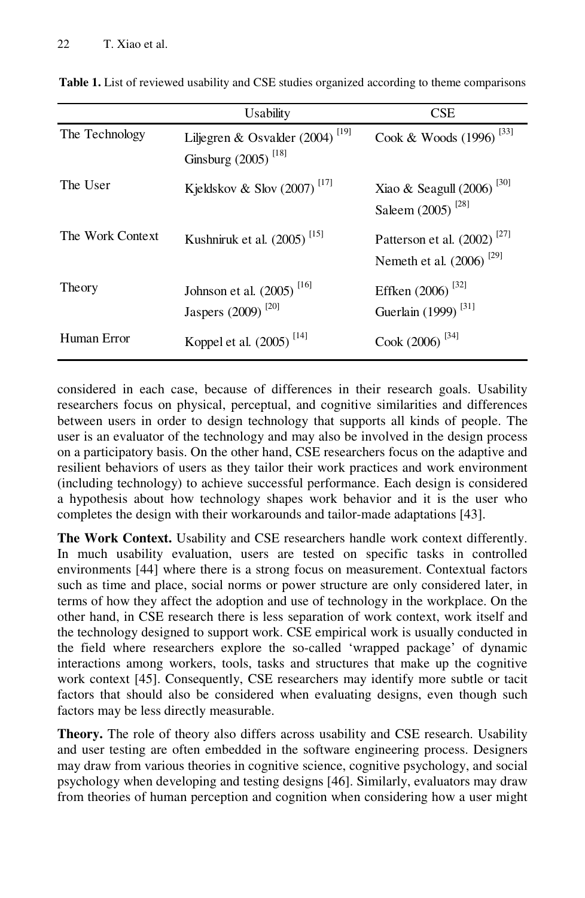**Table 1.** List of reviewed usability and CSE studies organized according to theme comparisons

| | Usability | CSE |
|---|---|---|
| The Technology | Liljegren & Osvalder (2004) [19]<br>Ginsburg (2005) [18] | Cook & Woods (1996) [33] |
| The User | Kjeldskov & Slov (2007) [17] | Xiao & Seagull (2006) [30]<br>Saleem (2005) [28] |
| The Work Context | Kushniruk et al. (2005) [15] | Patterson et al. (2002) [27]<br>Nemeth et al. (2006) [29] |
| Theory | Johnson et al. (2005) [16]<br>Jaspers (2009) [20] | Effken (2006) [32]<br>Guerlain (1999) [31] |
| Human Error | Koppel et al. (2005) [14] | Cook (2006) [34] |

considered in each case, because of differences in their research goals. Usability researchers focus on physical, perceptual, and cognitive similarities and differences between users in order to design technology that supports all kinds of people. The user is an evaluator of the technology and may also be involved in the design process on a participatory basis. On the other hand, CSE researchers focus on the adaptive and resilient behaviors of users as they tailor their work practices and work environment (including technology) to achieve successful performance. Each design is considered a hypothesis about how technology shapes work behavior and it is the user who completes the design with their workarounds and tailor-made adaptations [43].

**The Work Context.** Usability and CSE researchers handle work context differently. In much usability evaluation, users are tested on specific tasks in controlled environments [44] where there is a strong focus on measurement. Contextual factors such as time and place, social norms or power structure are only considered later, in terms of how they affect the adoption and use of technology in the workplace. On the other hand, in CSE research there is less separation of work context, work itself and the technology designed to support work. CSE empirical work is usually conducted in the field where researchers explore the so-called 'wrapped package' of dynamic interactions among workers, tools, tasks and structures that make up the cognitive work context [45]. Consequently, CSE researchers may identify more subtle or tacit factors that should also be considered when evaluating designs, even though such factors may be less directly measurable.

**Theory.** The role of theory also differs across usability and CSE research. Usability and user testing are often embedded in the software engineering process. Designers may draw from various theories in cognitive science, cognitive psychology, and social psychology when developing and testing designs [46]. Similarly, evaluators may draw from theories of human perception and cognition when considering how a user might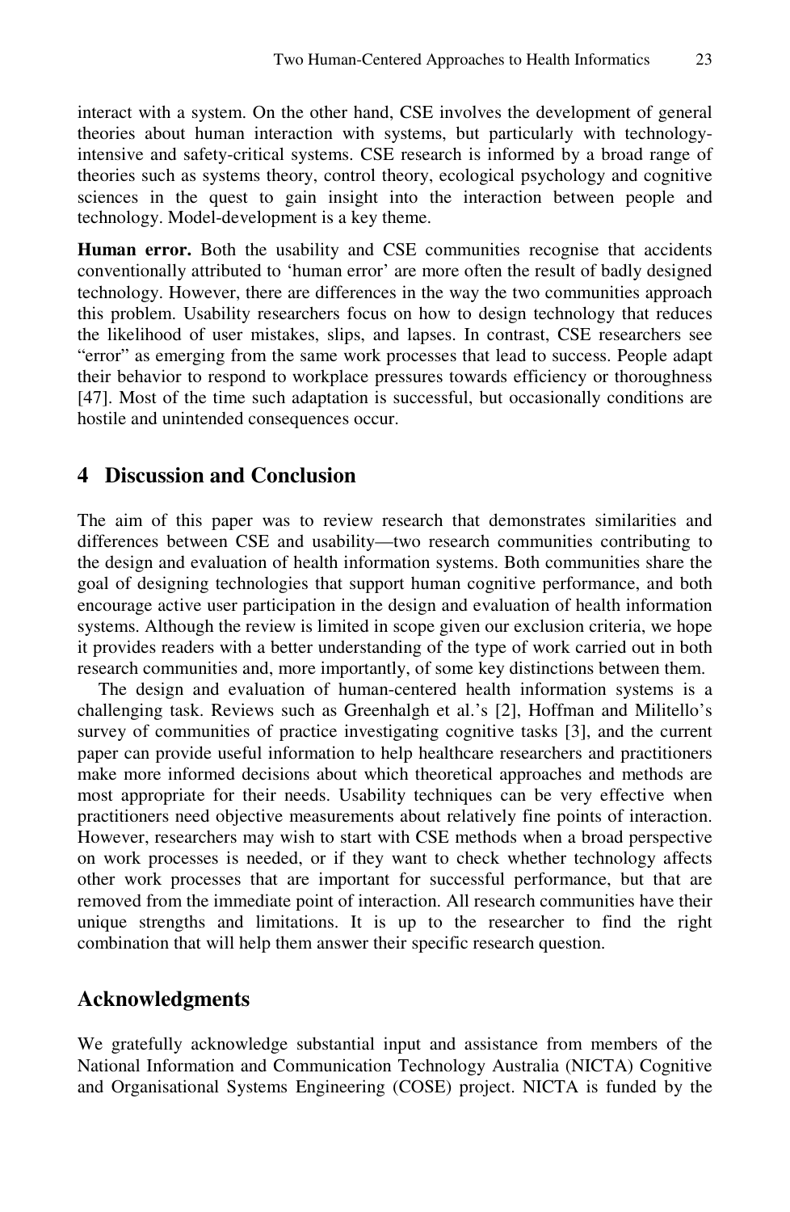interact with a system. On the other hand, CSE involves the development of general theories about human interaction with systems, but particularly with technology-intensive and safety-critical systems. CSE research is informed by a broad range of theories such as systems theory, control theory, ecological psychology and cognitive sciences in the quest to gain insight into the interaction between people and technology. Model-development is a key theme.

**Human error.** Both the usability and CSE communities recognise that accidents conventionally attributed to 'human error' are more often the result of badly designed technology. However, there are differences in the way the two communities approach this problem. Usability researchers focus on how to design technology that reduces the likelihood of user mistakes, slips, and lapses. In contrast, CSE researchers see "error" as emerging from the same work processes that lead to success. People adapt their behavior to respond to workplace pressures towards efficiency or thoroughness [47]. Most of the time such adaptation is successful, but occasionally conditions are hostile and unintended consequences occur.

## 4 Discussion and Conclusion

The aim of this paper was to review research that demonstrates similarities and differences between CSE and usability—two research communities contributing to the design and evaluation of health information systems. Both communities share the goal of designing technologies that support human cognitive performance, and both encourage active user participation in the design and evaluation of health information systems. Although the review is limited in scope given our exclusion criteria, we hope it provides readers with a better understanding of the type of work carried out in both research communities and, more importantly, of some key distinctions between them.

The design and evaluation of human-centered health information systems is a challenging task. Reviews such as Greenhalgh et al.'s [2], Hoffman and Militello's survey of communities of practice investigating cognitive tasks [3], and the current paper can provide useful information to help healthcare researchers and practitioners make more informed decisions about which theoretical approaches and methods are most appropriate for their needs. Usability techniques can be very effective when practitioners need objective measurements about relatively fine points of interaction. However, researchers may wish to start with CSE methods when a broad perspective on work processes is needed, or if they want to check whether technology affects other work processes that are important for successful performance, but that are removed from the immediate point of interaction. All research communities have their unique strengths and limitations. It is up to the researcher to find the right combination that will help them answer their specific research question.

## Acknowledgments

We gratefully acknowledge substantial input and assistance from members of the National Information and Communication Technology Australia (NICTA) Cognitive and Organisational Systems Engineering (COSE) project. NICTA is funded by the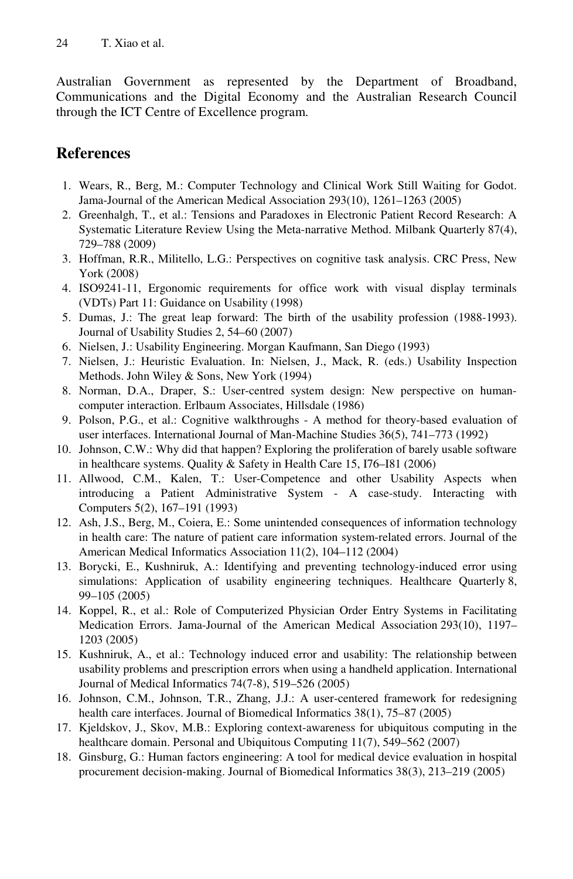Australian Government as represented by the Department of Broadband, Communications and the Digital Economy and the Australian Research Council through the ICT Centre of Excellence program.

## References

1. Wears, R., Berg, M.: Computer Technology and Clinical Work Still Waiting for Godot. Jama-Journal of the American Medical Association 293(10), 1261–1263 (2005)
2. Greenhalgh, T., et al.: Tensions and Paradoxes in Electronic Patient Record Research: A Systematic Literature Review Using the Meta-narrative Method. Milbank Quarterly 87(4), 729–788 (2009)
3. Hoffman, R.R., Militello, L.G.: Perspectives on cognitive task analysis. CRC Press, New York (2008)
4. ISO9241-11, Ergonomic requirements for office work with visual display terminals (VDTs) Part 11: Guidance on Usability (1998)
5. Dumas, J.: The great leap forward: The birth of the usability profession (1988-1993). Journal of Usability Studies 2, 54–60 (2007)
6. Nielsen, J.: Usability Engineering. Morgan Kaufmann, San Diego (1993)
7. Nielsen, J.: Heuristic Evaluation. In: Nielsen, J., Mack, R. (eds.) Usability Inspection Methods. John Wiley & Sons, New York (1994)
8. Norman, D.A., Draper, S.: User-centred system design: New perspective on human-computer interaction. Erlbaum Associates, Hillsdale (1986)
9. Polson, P.G., et al.: Cognitive walkthroughs - A method for theory-based evaluation of user interfaces. International Journal of Man-Machine Studies 36(5), 741–773 (1992)
10. Johnson, C.W.: Why did that happen? Exploring the proliferation of barely usable software in healthcare systems. Quality & Safety in Health Care 15, I76–I81 (2006)
11. Allwood, C.M., Kalen, T.: User-Competence and other Usability Aspects when introducing a Patient Administrative System - A case-study. Interacting with Computers 5(2), 167–191 (1993)
12. Ash, J.S., Berg, M., Coiera, E.: Some unintended consequences of information technology in health care: The nature of patient care information system-related errors. Journal of the American Medical Informatics Association 11(2), 104–112 (2004)
13. Borycki, E., Kushniruk, A.: Identifying and preventing technology-induced error using simulations: Application of usability engineering techniques. Healthcare Quarterly 8, 99–105 (2005)
14. Koppel, R., et al.: Role of Computerized Physician Order Entry Systems in Facilitating Medication Errors. Jama-Journal of the American Medical Association 293(10), 1197–1203 (2005)
15. Kushniruk, A., et al.: Technology induced error and usability: The relationship between usability problems and prescription errors when using a handheld application. International Journal of Medical Informatics 74(7-8), 519–526 (2005)
16. Johnson, C.M., Johnson, T.R., Zhang, J.J.: A user-centered framework for redesigning health care interfaces. Journal of Biomedical Informatics 38(1), 75–87 (2005)
17. Kjeldskov, J., Skov, M.B.: Exploring context-awareness for ubiquitous computing in the healthcare domain. Personal and Ubiquitous Computing 11(7), 549–562 (2007)
18. Ginsburg, G.: Human factors engineering: A tool for medical device evaluation in hospital procurement decision-making. Journal of Biomedical Informatics 38(3), 213–219 (2005)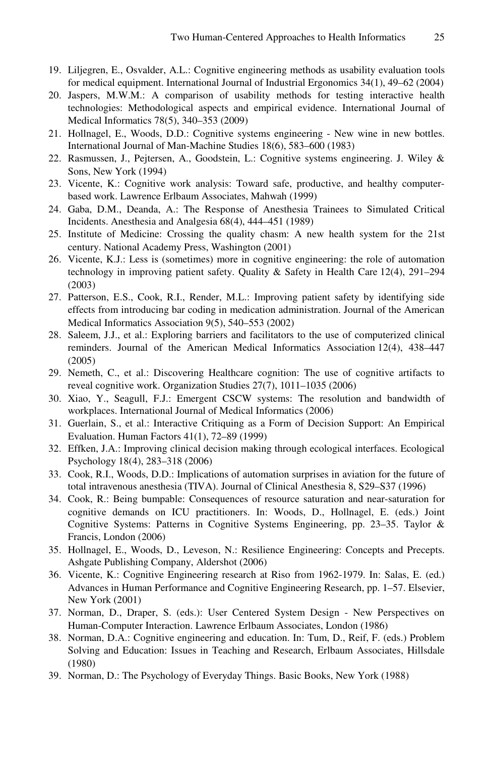19. Liljegren, E., Osvalder, A.L.: Cognitive engineering methods as usability evaluation tools for medical equipment. International Journal of Industrial Ergonomics 34(1), 49–62 (2004)
20. Jaspers, M.W.M.: A comparison of usability methods for testing interactive health technologies: Methodological aspects and empirical evidence. International Journal of Medical Informatics 78(5), 340–353 (2009)
21. Hollnagel, E., Woods, D.D.: Cognitive systems engineering - New wine in new bottles. International Journal of Man-Machine Studies 18(6), 583–600 (1983)
22. Rasmussen, J., Pejtersen, A., Goodstein, L.: Cognitive systems engineering. J. Wiley & Sons, New York (1994)
23. Vicente, K.: Cognitive work analysis: Toward safe, productive, and healthy computer-based work. Lawrence Erlbaum Associates, Mahwah (1999)
24. Gaba, D.M., Deanda, A.: The Response of Anesthesia Trainees to Simulated Critical Incidents. Anesthesia and Analgesia 68(4), 444–451 (1989)
25. Institute of Medicine: Crossing the quality chasm: A new health system for the 21st century. National Academy Press, Washington (2001)
26. Vicente, K.J.: Less is (sometimes) more in cognitive engineering: the role of automation technology in improving patient safety. Quality & Safety in Health Care 12(4), 291–294 (2003)
27. Patterson, E.S., Cook, R.I., Render, M.L.: Improving patient safety by identifying side effects from introducing bar coding in medication administration. Journal of the American Medical Informatics Association 9(5), 540–553 (2002)
28. Saleem, J.J., et al.: Exploring barriers and facilitators to the use of computerized clinical reminders. Journal of the American Medical Informatics Association 12(4), 438–447 (2005)
29. Nemeth, C., et al.: Discovering Healthcare cognition: The use of cognitive artifacts to reveal cognitive work. Organization Studies 27(7), 1011–1035 (2006)
30. Xiao, Y., Seagull, F.J.: Emergent CSCW systems: The resolution and bandwidth of workplaces. International Journal of Medical Informatics (2006)
31. Guerlain, S., et al.: Interactive Critiquing as a Form of Decision Support: An Empirical Evaluation. Human Factors 41(1), 72–89 (1999)
32. Effken, J.A.: Improving clinical decision making through ecological interfaces. Ecological Psychology 18(4), 283–318 (2006)
33. Cook, R.I., Woods, D.D.: Implications of automation surprises in aviation for the future of total intravenous anesthesia (TIVA). Journal of Clinical Anesthesia 8, S29–S37 (1996)
34. Cook, R.: Being bumpable: Consequences of resource saturation and near-saturation for cognitive demands on ICU practitioners. In: Woods, D., Hollnagel, E. (eds.) Joint Cognitive Systems: Patterns in Cognitive Systems Engineering, pp. 23–35. Taylor & Francis, London (2006)
35. Hollnagel, E., Woods, D., Leveson, N.: Resilience Engineering: Concepts and Precepts. Ashgate Publishing Company, Aldershot (2006)
36. Vicente, K.: Cognitive Engineering research at Riso from 1962-1979. In: Salas, E. (ed.) Advances in Human Performance and Cognitive Engineering Research, pp. 1–57. Elsevier, New York (2001)
37. Norman, D., Draper, S. (eds.): User Centered System Design - New Perspectives on Human-Computer Interaction. Lawrence Erlbaum Associates, London (1986)
38. Norman, D.A.: Cognitive engineering and education. In: Tum, D., Reif, F. (eds.) Problem Solving and Education: Issues in Teaching and Research, Erlbaum Associates, Hillsdale (1980)
39. Norman, D.: The Psychology of Everyday Things. Basic Books, New York (1988)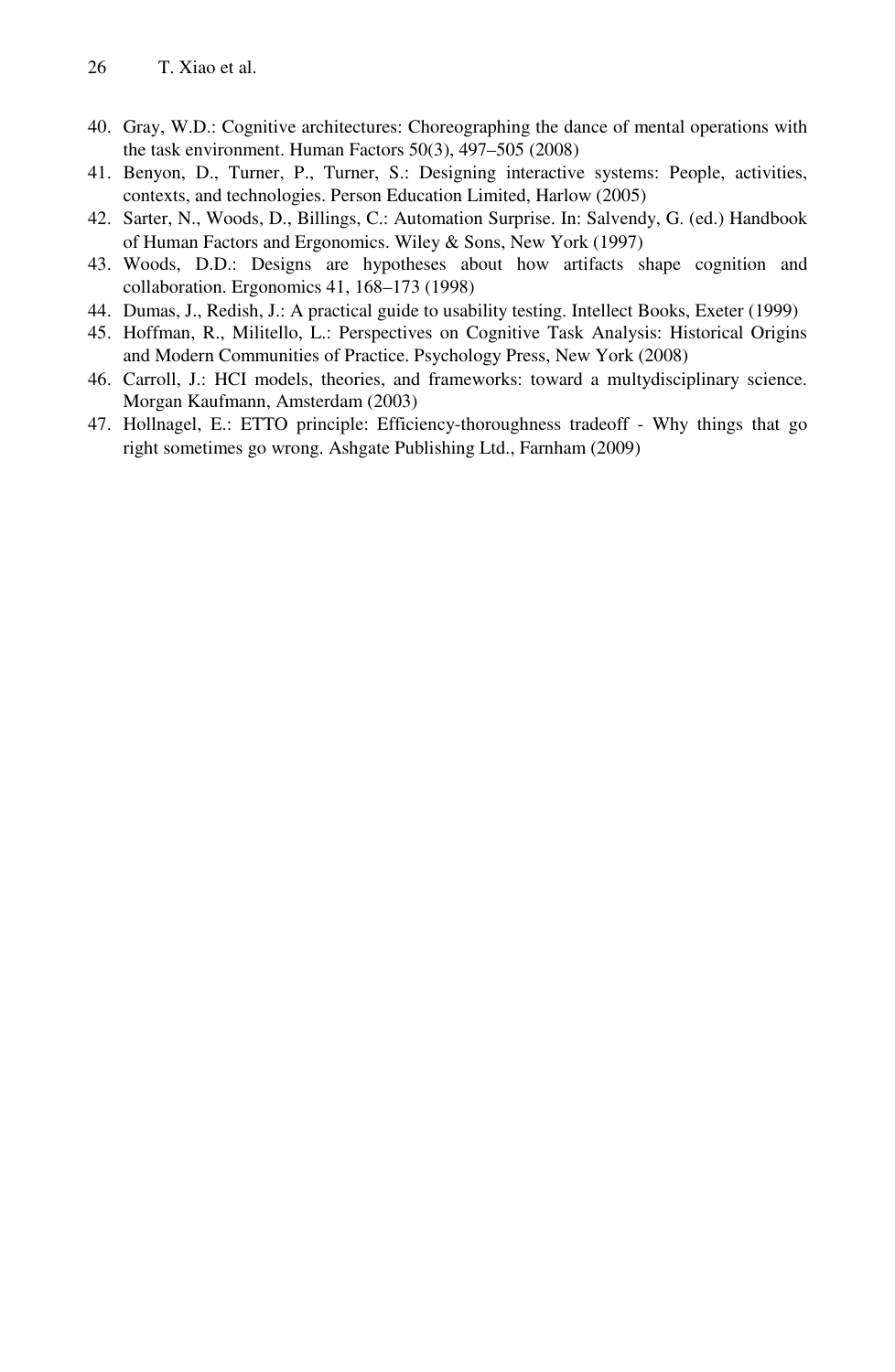40. Gray, W.D.: Cognitive architectures: Choreographing the dance of mental operations with the task environment. Human Factors 50(3), 497–505 (2008)
41. Benyon, D., Turner, P., Turner, S.: Designing interactive systems: People, activities, contexts, and technologies. Person Education Limited, Harlow (2005)
42. Sarter, N., Woods, D., Billings, C.: Automation Surprise. In: Salvendy, G. (ed.) Handbook of Human Factors and Ergonomics. Wiley & Sons, New York (1997)
43. Woods, D.D.: Designs are hypotheses about how artifacts shape cognition and collaboration. Ergonomics 41, 168–173 (1998)
44. Dumas, J., Redish, J.: A practical guide to usability testing. Intellect Books, Exeter (1999)
45. Hoffman, R., Militello, L.: Perspectives on Cognitive Task Analysis: Historical Origins and Modern Communities of Practice. Psychology Press, New York (2008)
46. Carroll, J.: HCI models, theories, and frameworks: toward a multydisciplinary science. Morgan Kaufmann, Amsterdam (2003)
47. Hollnagel, E.: ETTO principle: Efficiency-thoroughness tradeoff - Why things that go right sometimes go wrong. Ashgate Publishing Ltd., Farnham (2009)